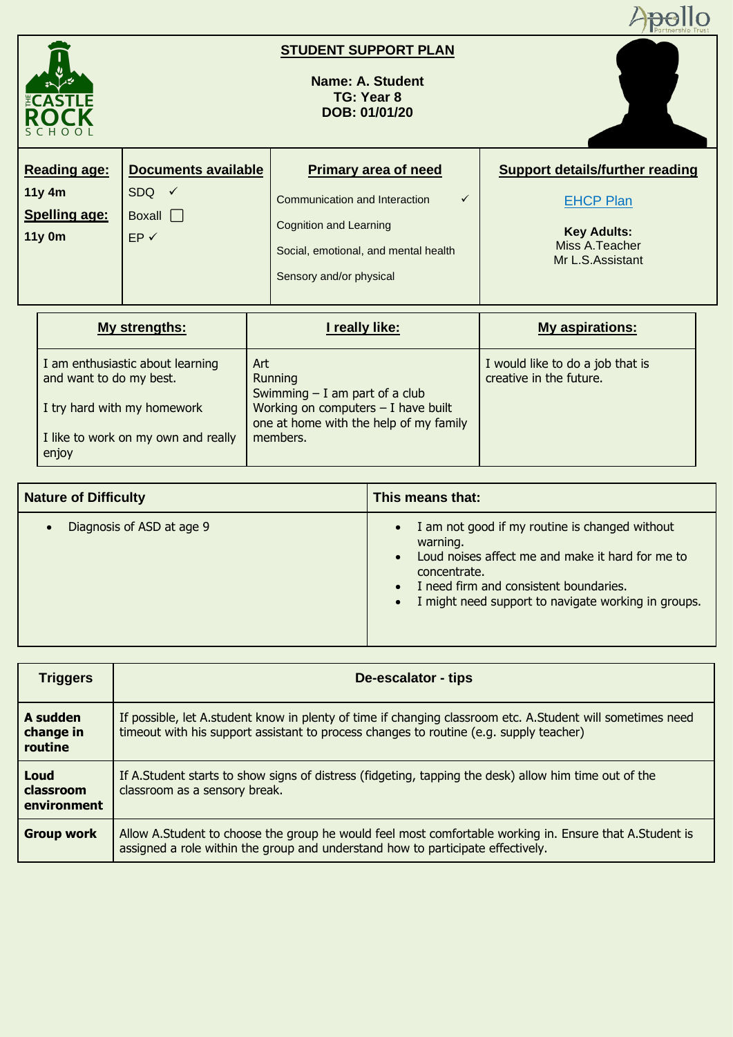# STUDENT SUPPORT PLAN

**Name: A. Student**
**TG: Year 8**
**DOB: 01/01/20**

| Reading age: / Spelling age: | Documents available | Primary area of need | Support details/further reading |
|---|---|---|---|
| **Reading age:** 11y 4m<br>**Spelling age:** 11y 0m | SDQ ✓<br>Boxall ☐<br>EP ✓ | Communication and Interaction ✓<br>Cognition and Learning<br>Social, emotional, and mental health<br>Sensory and/or physical | EHCP Plan<br>**Key Adults:**<br>Miss A.Teacher<br>Mr L.S.Assistant |

| My strengths: | I really like: | My aspirations: |
|---|---|---|
| I am enthusiastic about learning and want to do my best.<br>I try hard with my homework<br>I like to work on my own and really enjoy | Art<br>Running<br>Swimming – I am part of a club<br>Working on computers – I have built one at home with the help of my family members. | I would like to do a job that is creative in the future. |

| Nature of Difficulty | This means that: |
|---|---|
| • Diagnosis of ASD at age 9 | • I am not good if my routine is changed without warning.<br>• Loud noises affect me and make it hard for me to concentrate.<br>• I need firm and consistent boundaries.<br>• I might need support to navigate working in groups. |

| Triggers | De-escalator - tips |
|---|---|
| **A sudden change in routine** | If possible, let A.student know in plenty of time if changing classroom etc. A.Student will sometimes need timeout with his support assistant to process changes to routine (e.g. supply teacher) |
| **Loud classroom environment** | If A.Student starts to show signs of distress (fidgeting, tapping the desk) allow him time out of the classroom as a sensory break. |
| **Group work** | Allow A.Student to choose the group he would feel most comfortable working in. Ensure that A.Student is assigned a role within the group and understand how to participate effectively. |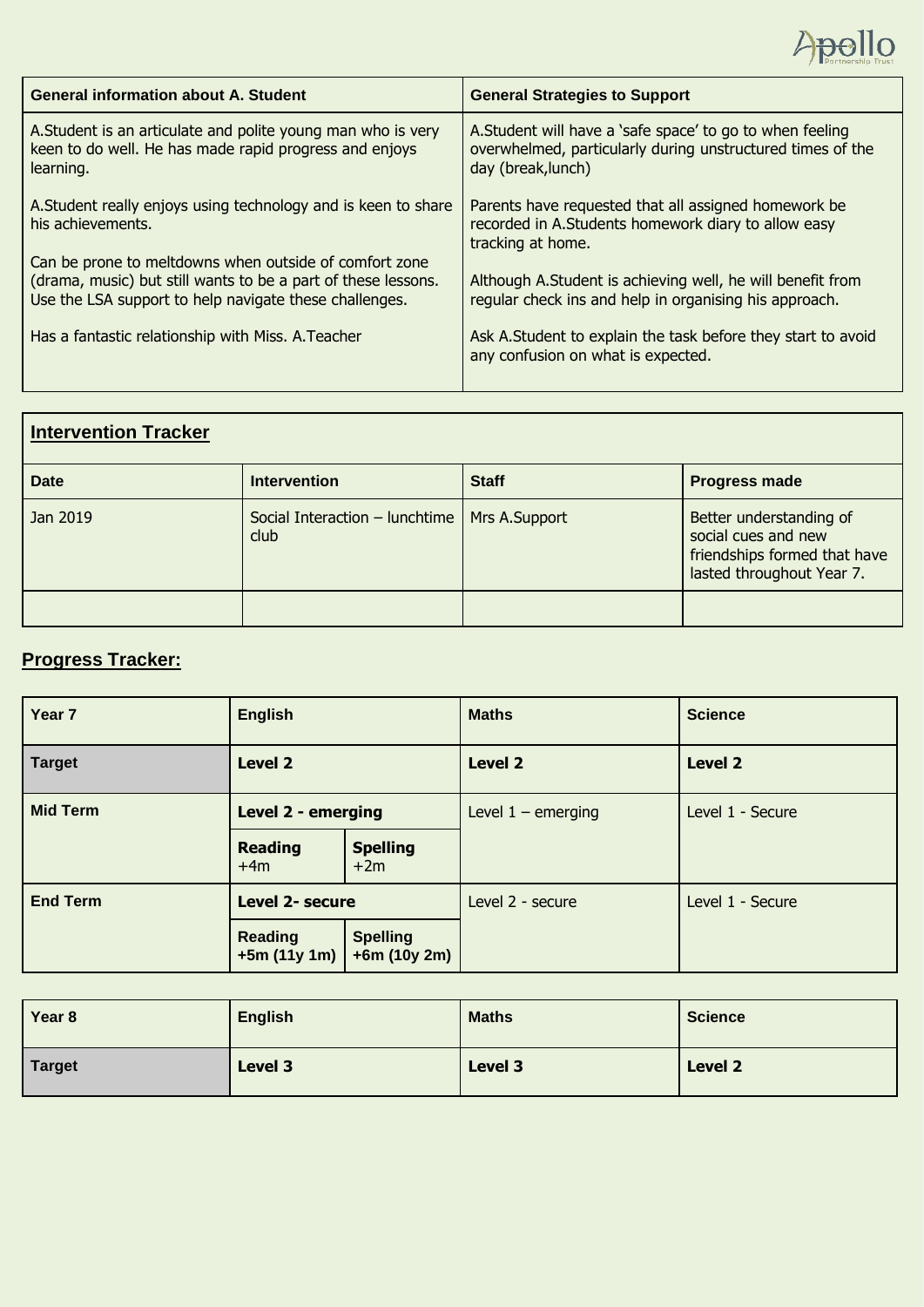| General information about A. Student | General Strategies to Support |
| --- | --- |
| A.Student is an articulate and polite young man who is very keen to do well. He has made rapid progress and enjoys learning.<br><br>A.Student really enjoys using technology and is keen to share his achievements.<br><br>Can be prone to meltdowns when outside of comfort zone (drama, music) but still wants to be a part of these lessons. Use the LSA support to help navigate these challenges.<br><br>Has a fantastic relationship with Miss. A.Teacher | A.Student will have a 'safe space' to go to when feeling overwhelmed, particularly during unstructured times of the day (break,lunch)<br><br>Parents have requested that all assigned homework be recorded in A.Students homework diary to allow easy tracking at home.<br><br>Although A.Student is achieving well, he will benefit from regular check ins and help in organising his approach.<br><br>Ask A.Student to explain the task before they start to avoid any confusion on what is expected. |

## Intervention Tracker

| Date | Intervention | Staff | Progress made |
| --- | --- | --- | --- |
| Jan 2019 | Social Interaction – lunchtime club | Mrs A.Support | Better understanding of social cues and new friendships formed that have lasted throughout Year 7. |
| | | | |

## Progress Tracker:

| Year 7 | English | | Maths | Science |
| --- | --- | --- | --- | --- |
| **Target** | **Level 2** | | **Level 2** | **Level 2** |
| **Mid Term** | **Level 2 - emerging** | | Level 1 – emerging | Level 1 - Secure |
| | **Reading** +4m | **Spelling** +2m | | |
| **End Term** | **Level 2- secure** | | Level 2 - secure | Level 1 - Secure |
| | **Reading +5m (11y 1m)** | **Spelling +6m (10y 2m)** | | |

| Year 8 | English | Maths | Science |
| --- | --- | --- | --- |
| **Target** | **Level 3** | **Level 3** | **Level 2** |